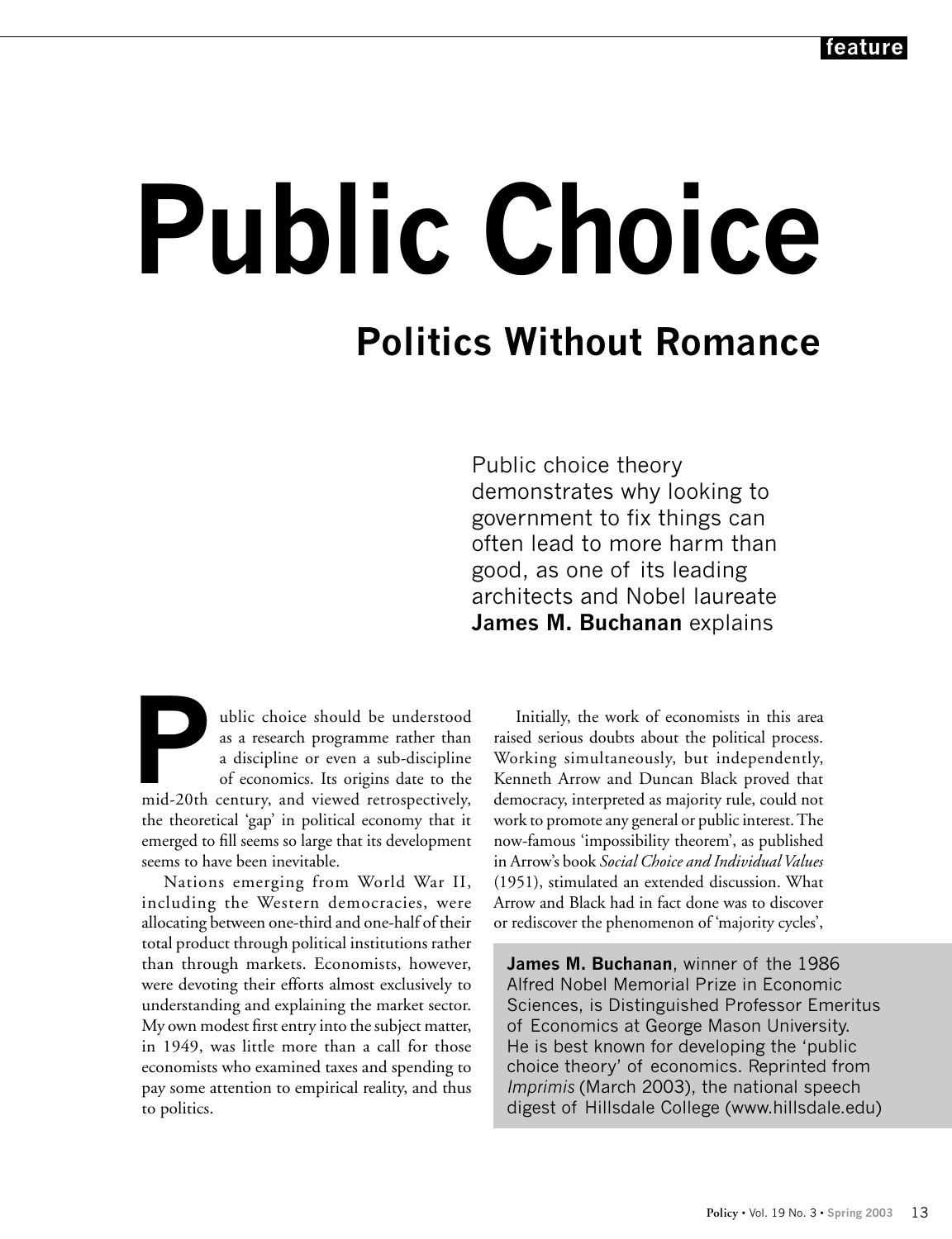# Public Choice

## Politics Without Romance

Public choice theory demonstrates why looking to government to fix things can often lead to more harm than good, as one of its leading architects and Nobel laureate **James M. Buchanan** explains

Public choice should be understood as a research programme rather than a discipline or even a sub-discipline of economics. Its origins date to the mid-20th century, and viewed retrospectively, the theoretical 'gap' in political economy that it emerged to fill seems so large that its development seems to have been inevitable.

Nations emerging from World War II, including the Western democracies, were allocating between one-third and one-half of their total product through political institutions rather than through markets. Economists, however, were devoting their efforts almost exclusively to understanding and explaining the market sector. My own modest first entry into the subject matter, in 1949, was little more than a call for those economists who examined taxes and spending to pay some attention to empirical reality, and thus to politics.

Initially, the work of economists in this area raised serious doubts about the political process. Working simultaneously, but independently, Kenneth Arrow and Duncan Black proved that democracy, interpreted as majority rule, could not work to promote any general or public interest. The now-famous 'impossibility theorem', as published in Arrow's book *Social Choice and Individual Values* (1951), stimulated an extended discussion. What Arrow and Black had in fact done was to discover or rediscover the phenomenon of 'majority cycles',

**James M. Buchanan**, winner of the 1986 Alfred Nobel Memorial Prize in Economic Sciences, is Distinguished Professor Emeritus of Economics at George Mason University. He is best known for developing the 'public choice theory' of economics. Reprinted from *Imprimis* (March 2003), the national speech digest of Hillsdale College (www.hillsdale.edu)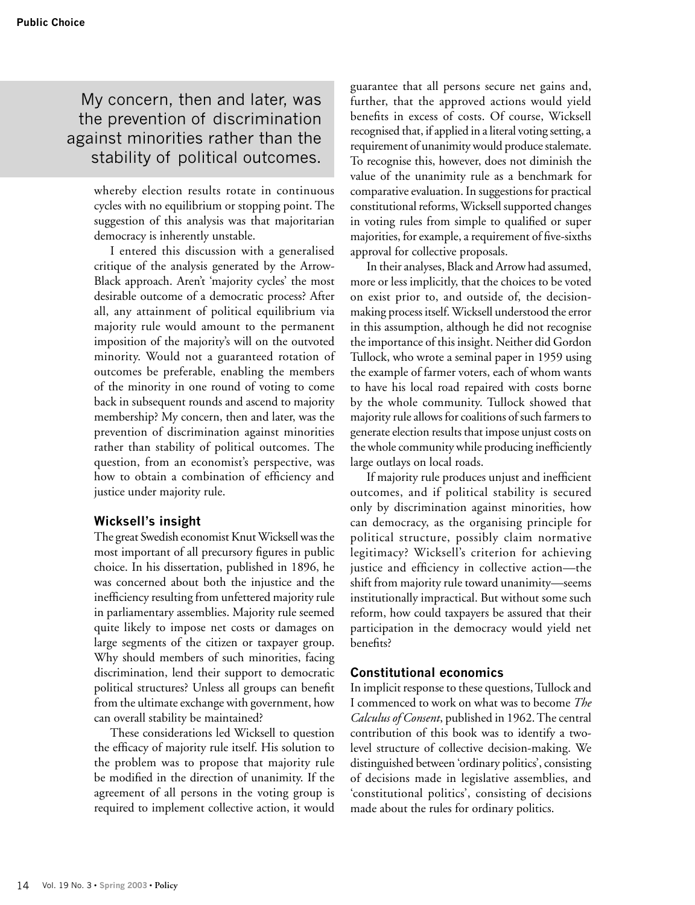> My concern, then and later, was the prevention of discrimination against minorities rather than the stability of political outcomes.

whereby election results rotate in continuous cycles with no equilibrium or stopping point. The suggestion of this analysis was that majoritarian democracy is inherently unstable.

I entered this discussion with a generalised critique of the analysis generated by the Arrow-Black approach. Aren't 'majority cycles' the most desirable outcome of a democratic process? After all, any attainment of political equilibrium via majority rule would amount to the permanent imposition of the majority's will on the outvoted minority. Would not a guaranteed rotation of outcomes be preferable, enabling the members of the minority in one round of voting to come back in subsequent rounds and ascend to majority membership? My concern, then and later, was the prevention of discrimination against minorities rather than stability of political outcomes. The question, from an economist's perspective, was how to obtain a combination of efficiency and justice under majority rule.

## Wicksell's insight

The great Swedish economist Knut Wicksell was the most important of all precursory figures in public choice. In his dissertation, published in 1896, he was concerned about both the injustice and the inefficiency resulting from unfettered majority rule in parliamentary assemblies. Majority rule seemed quite likely to impose net costs or damages on large segments of the citizen or taxpayer group. Why should members of such minorities, facing discrimination, lend their support to democratic political structures? Unless all groups can benefit from the ultimate exchange with government, how can overall stability be maintained?

These considerations led Wicksell to question the efficacy of majority rule itself. His solution to the problem was to propose that majority rule be modified in the direction of unanimity. If the agreement of all persons in the voting group is required to implement collective action, it would guarantee that all persons secure net gains and, further, that the approved actions would yield benefits in excess of costs. Of course, Wicksell recognised that, if applied in a literal voting setting, a requirement of unanimity would produce stalemate. To recognise this, however, does not diminish the value of the unanimity rule as a benchmark for comparative evaluation. In suggestions for practical constitutional reforms, Wicksell supported changes in voting rules from simple to qualified or super majorities, for example, a requirement of five-sixths approval for collective proposals.

In their analyses, Black and Arrow had assumed, more or less implicitly, that the choices to be voted on exist prior to, and outside of, the decision-making process itself. Wicksell understood the error in this assumption, although he did not recognise the importance of this insight. Neither did Gordon Tullock, who wrote a seminal paper in 1959 using the example of farmer voters, each of whom wants to have his local road repaired with costs borne by the whole community. Tullock showed that majority rule allows for coalitions of such farmers to generate election results that impose unjust costs on the whole community while producing inefficiently large outlays on local roads.

If majority rule produces unjust and inefficient outcomes, and if political stability is secured only by discrimination against minorities, how can democracy, as the organising principle for political structure, possibly claim normative legitimacy? Wicksell's criterion for achieving justice and efficiency in collective action—the shift from majority rule toward unanimity—seems institutionally impractical. But without some such reform, how could taxpayers be assured that their participation in the democracy would yield net benefits?

## Constitutional economics

In implicit response to these questions, Tullock and I commenced to work on what was to become *The Calculus of Consent*, published in 1962. The central contribution of this book was to identify a two-level structure of collective decision-making. We distinguished between 'ordinary politics', consisting of decisions made in legislative assemblies, and 'constitutional politics', consisting of decisions made about the rules for ordinary politics.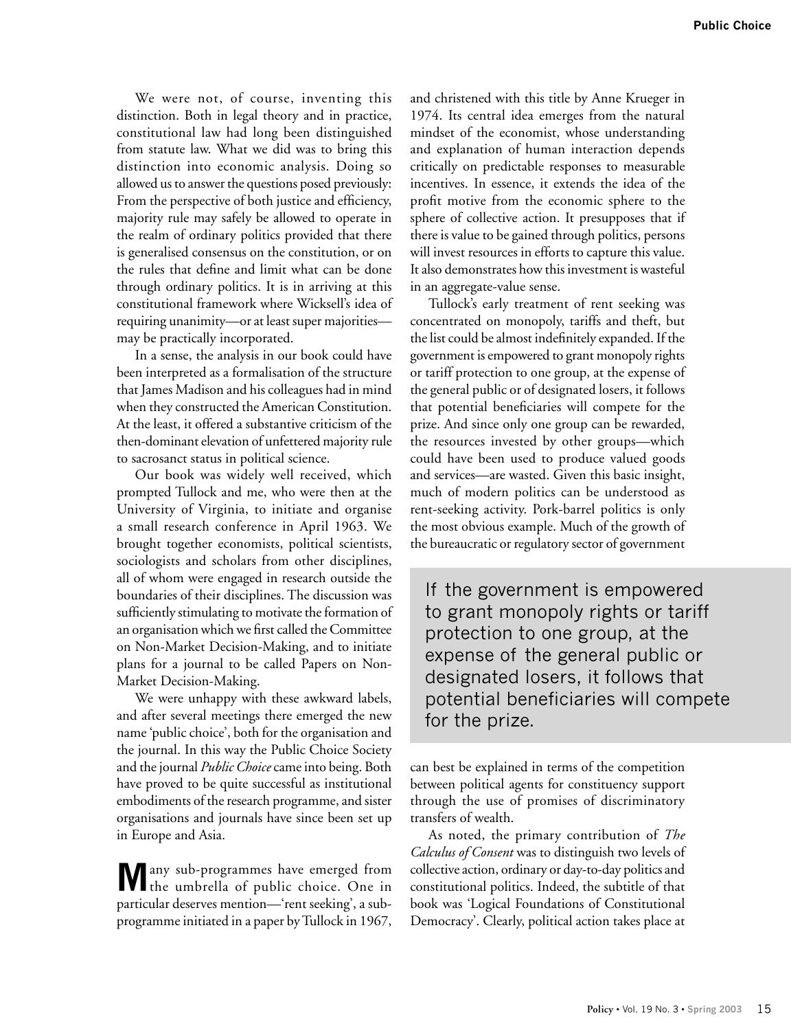We were not, of course, inventing this distinction. Both in legal theory and in practice, constitutional law had long been distinguished from statute law. What we did was to bring this distinction into economic analysis. Doing so allowed us to answer the questions posed previously: From the perspective of both justice and efficiency, majority rule may safely be allowed to operate in the realm of ordinary politics provided that there is generalised consensus on the constitution, or on the rules that define and limit what can be done through ordinary politics. It is in arriving at this constitutional framework where Wicksell's idea of requiring unanimity—or at least super majorities—may be practically incorporated.

In a sense, the analysis in our book could have been interpreted as a formalisation of the structure that James Madison and his colleagues had in mind when they constructed the American Constitution. At the least, it offered a substantive criticism of the then-dominant elevation of unfettered majority rule to sacrosanct status in political science.

Our book was widely well received, which prompted Tullock and me, who were then at the University of Virginia, to initiate and organise a small research conference in April 1963. We brought together economists, political scientists, sociologists and scholars from other disciplines, all of whom were engaged in research outside the boundaries of their disciplines. The discussion was sufficiently stimulating to motivate the formation of an organisation which we first called the Committee on Non-Market Decision-Making, and to initiate plans for a journal to be called Papers on Non-Market Decision-Making.

We were unhappy with these awkward labels, and after several meetings there emerged the new name 'public choice', both for the organisation and the journal. In this way the Public Choice Society and the journal *Public Choice* came into being. Both have proved to be quite successful as institutional embodiments of the research programme, and sister organisations and journals have since been set up in Europe and Asia.

Many sub-programmes have emerged from the umbrella of public choice. One in particular deserves mention—'rent seeking', a sub-programme initiated in a paper by Tullock in 1967, and christened with this title by Anne Krueger in 1974. Its central idea emerges from the natural mindset of the economist, whose understanding and explanation of human interaction depends critically on predictable responses to measurable incentives. In essence, it extends the idea of the profit motive from the economic sphere to the sphere of collective action. It presupposes that if there is value to be gained through politics, persons will invest resources in efforts to capture this value. It also demonstrates how this investment is wasteful in an aggregate-value sense.

Tullock's early treatment of rent seeking was concentrated on monopoly, tariffs and theft, but the list could be almost indefinitely expanded. If the government is empowered to grant monopoly rights or tariff protection to one group, at the expense of the general public or of designated losers, it follows that potential beneficiaries will compete for the prize. And since only one group can be rewarded, the resources invested by other groups—which could have been used to produce valued goods and services—are wasted. Given this basic insight, much of modern politics can be understood as rent-seeking activity. Pork-barrel politics is only the most obvious example. Much of the growth of the bureaucratic or regulatory sector of government can best be explained in terms of the competition between political agents for constituency support through the use of promises of discriminatory transfers of wealth.

> If the government is empowered to grant monopoly rights or tariff protection to one group, at the expense of the general public or designated losers, it follows that potential beneficiaries will compete for the prize.

As noted, the primary contribution of *The Calculus of Consent* was to distinguish two levels of collective action, ordinary or day-to-day politics and constitutional politics. Indeed, the subtitle of that book was 'Logical Foundations of Constitutional Democracy'. Clearly, political action takes place at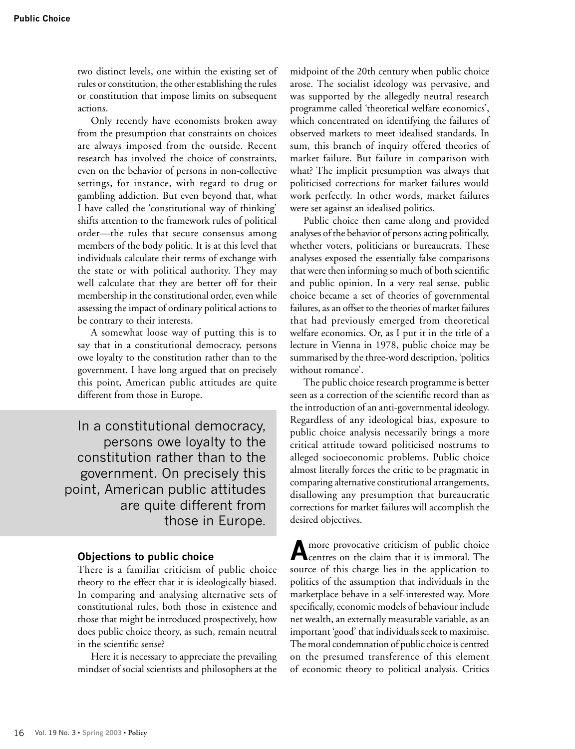two distinct levels, one within the existing set of rules or constitution, the other establishing the rules or constitution that impose limits on subsequent actions.

Only recently have economists broken away from the presumption that constraints on choices are always imposed from the outside. Recent research has involved the choice of constraints, even on the behavior of persons in non-collective settings, for instance, with regard to drug or gambling addiction. But even beyond that, what I have called the 'constitutional way of thinking' shifts attention to the framework rules of political order—the rules that secure consensus among members of the body politic. It is at this level that individuals calculate their terms of exchange with the state or with political authority. They may well calculate that they are better off for their membership in the constitutional order, even while assessing the impact of ordinary political actions to be contrary to their interests.

A somewhat loose way of putting this is to say that in a constitutional democracy, persons owe loyalty to the constitution rather than to the government. I have long argued that on precisely this point, American public attitudes are quite different from those in Europe.

> In a constitutional democracy, persons owe loyalty to the constitution rather than to the government. On precisely this point, American public attitudes are quite different from those in Europe.

### Objections to public choice

There is a familiar criticism of public choice theory to the effect that it is ideologically biased. In comparing and analysing alternative sets of constitutional rules, both those in existence and those that might be introduced prospectively, how does public choice theory, as such, remain neutral in the scientific sense?

Here it is necessary to appreciate the prevailing mindset of social scientists and philosophers at the midpoint of the 20th century when public choice arose. The socialist ideology was pervasive, and was supported by the allegedly neutral research programme called 'theoretical welfare economics', which concentrated on identifying the failures of observed markets to meet idealised standards. In sum, this branch of inquiry offered theories of market failure. But failure in comparison with what? The implicit presumption was always that politicised corrections for market failures would work perfectly. In other words, market failures were set against an idealised politics.

Public choice then came along and provided analyses of the behavior of persons acting politically, whether voters, politicians or bureaucrats. These analyses exposed the essentially false comparisons that were then informing so much of both scientific and public opinion. In a very real sense, public choice became a set of theories of governmental failures, as an offset to the theories of market failures that had previously emerged from theoretical welfare economics. Or, as I put it in the title of a lecture in Vienna in 1978, public choice may be summarised by the three-word description, 'politics without romance'.

The public choice research programme is better seen as a correction of the scientific record than as the introduction of an anti-governmental ideology. Regardless of any ideological bias, exposure to public choice analysis necessarily brings a more critical attitude toward politicised nostrums to alleged socioeconomic problems. Public choice almost literally forces the critic to be pragmatic in comparing alternative constitutional arrangements, disallowing any presumption that bureaucratic corrections for market failures will accomplish the desired objectives.

A more provocative criticism of public choice centres on the claim that it is immoral. The source of this charge lies in the application to politics of the assumption that individuals in the marketplace behave in a self-interested way. More specifically, economic models of behaviour include net wealth, an externally measurable variable, as an important 'good' that individuals seek to maximise. The moral condemnation of public choice is centred on the presumed transference of this element of economic theory to political analysis. Critics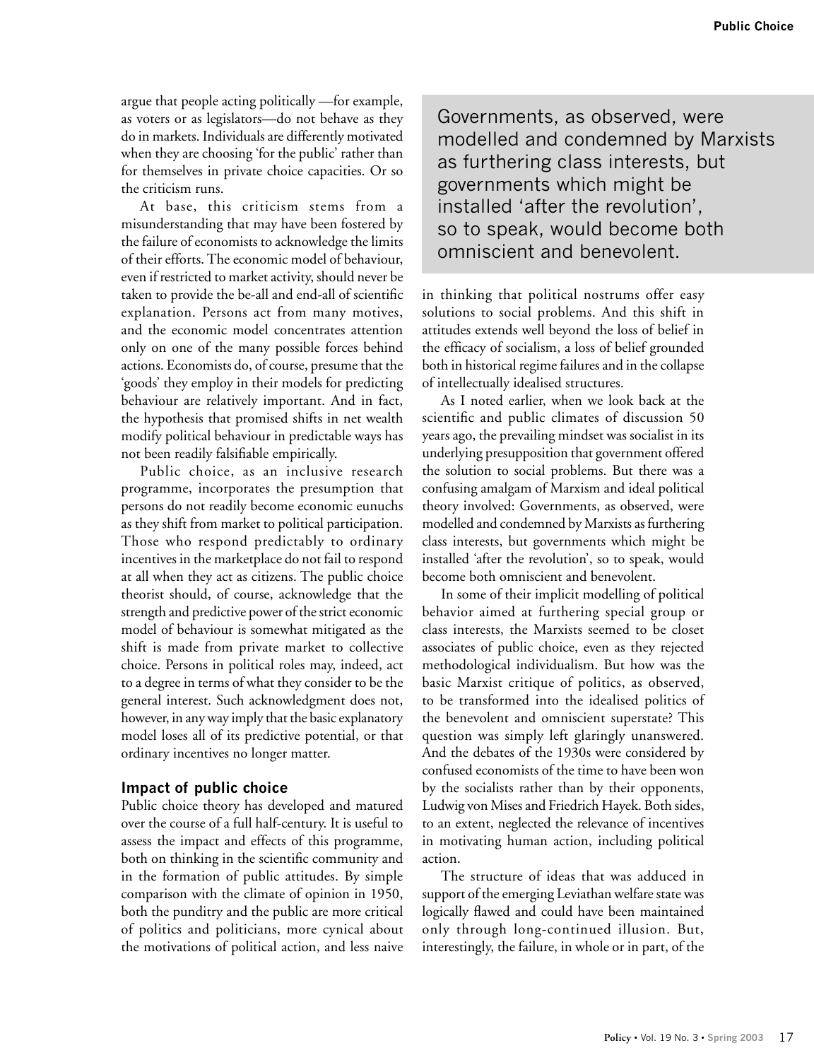argue that people acting politically —for example, as voters or as legislators—do not behave as they do in markets. Individuals are differently motivated when they are choosing 'for the public' rather than for themselves in private choice capacities. Or so the criticism runs.

At base, this criticism stems from a misunderstanding that may have been fostered by the failure of economists to acknowledge the limits of their efforts. The economic model of behaviour, even if restricted to market activity, should never be taken to provide the be-all and end-all of scientific explanation. Persons act from many motives, and the economic model concentrates attention only on one of the many possible forces behind actions. Economists do, of course, presume that the 'goods' they employ in their models for predicting behaviour are relatively important. And in fact, the hypothesis that promised shifts in net wealth modify political behaviour in predictable ways has not been readily falsifiable empirically.

Public choice, as an inclusive research programme, incorporates the presumption that persons do not readily become economic eunuchs as they shift from market to political participation. Those who respond predictably to ordinary incentives in the marketplace do not fail to respond at all when they act as citizens. The public choice theorist should, of course, acknowledge that the strength and predictive power of the strict economic model of behaviour is somewhat mitigated as the shift is made from private market to collective choice. Persons in political roles may, indeed, act to a degree in terms of what they consider to be the general interest. Such acknowledgment does not, however, in any way imply that the basic explanatory model loses all of its predictive potential, or that ordinary incentives no longer matter.

## Impact of public choice

Public choice theory has developed and matured over the course of a full half-century. It is useful to assess the impact and effects of this programme, both on thinking in the scientific community and in the formation of public attitudes. By simple comparison with the climate of opinion in 1950, both the punditry and the public are more critical of politics and politicians, more cynical about the motivations of political action, and less naive in thinking that political nostrums offer easy solutions to social problems. And this shift in attitudes extends well beyond the loss of belief in the efficacy of socialism, a loss of belief grounded both in historical regime failures and in the collapse of intellectually idealised structures.

As I noted earlier, when we look back at the scientific and public climates of discussion 50 years ago, the prevailing mindset was socialist in its underlying presupposition that government offered the solution to social problems. But there was a confusing amalgam of Marxism and ideal political theory involved: Governments, as observed, were modelled and condemned by Marxists as furthering class interests, but governments which might be installed 'after the revolution', so to speak, would become both omniscient and benevolent.

In some of their implicit modelling of political behavior aimed at furthering special group or class interests, the Marxists seemed to be closet associates of public choice, even as they rejected methodological individualism. But how was the basic Marxist critique of politics, as observed, to be transformed into the idealised politics of the benevolent and omniscient superstate? This question was simply left glaringly unanswered. And the debates of the 1930s were considered by confused economists of the time to have been won by the socialists rather than by their opponents, Ludwig von Mises and Friedrich Hayek. Both sides, to an extent, neglected the relevance of incentives in motivating human action, including political action.

The structure of ideas that was adduced in support of the emerging Leviathan welfare state was logically flawed and could have been maintained only through long-continued illusion. But, interestingly, the failure, in whole or in part, of the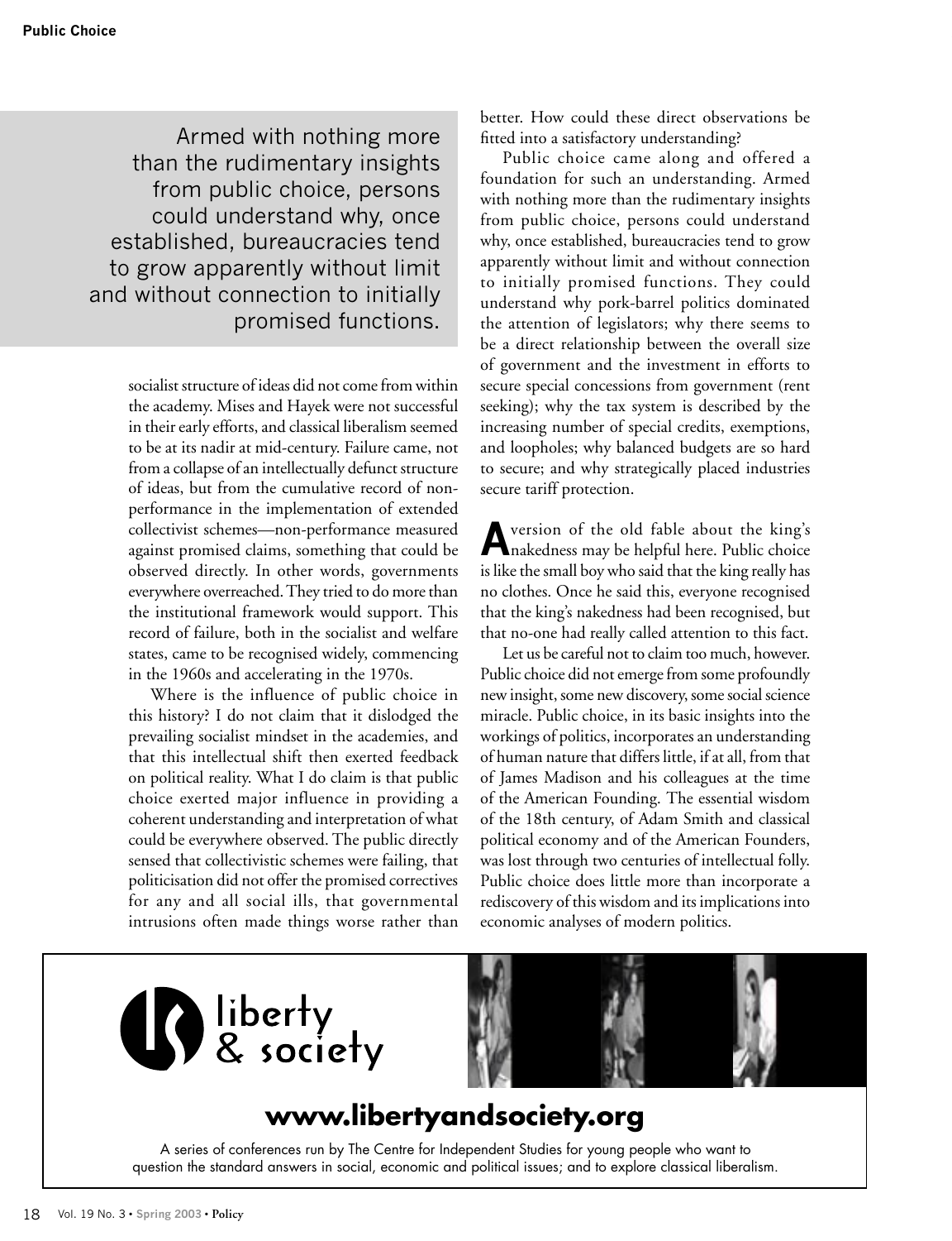> Armed with nothing more than the rudimentary insights from public choice, persons could understand why, once established, bureaucracies tend to grow apparently without limit and without connection to initially promised functions.

socialist structure of ideas did not come from within the academy. Mises and Hayek were not successful in their early efforts, and classical liberalism seemed to be at its nadir at mid-century. Failure came, not from a collapse of an intellectually defunct structure of ideas, but from the cumulative record of non-performance in the implementation of extended collectivist schemes—non-performance measured against promised claims, something that could be observed directly. In other words, governments everywhere overreached. They tried to do more than the institutional framework would support. This record of failure, both in the socialist and welfare states, came to be recognised widely, commencing in the 1960s and accelerating in the 1970s.

Where is the influence of public choice in this history? I do not claim that it dislodged the prevailing socialist mindset in the academies, and that this intellectual shift then exerted feedback on political reality. What I do claim is that public choice exerted major influence in providing a coherent understanding and interpretation of what could be everywhere observed. The public directly sensed that collectivistic schemes were failing, that politicisation did not offer the promised correctives for any and all social ills, that governmental intrusions often made things worse rather than better. How could these direct observations be fitted into a satisfactory understanding?

Public choice came along and offered a foundation for such an understanding. Armed with nothing more than the rudimentary insights from public choice, persons could understand why, once established, bureaucracies tend to grow apparently without limit and without connection to initially promised functions. They could understand why pork-barrel politics dominated the attention of legislators; why there seems to be a direct relationship between the overall size of government and the investment in efforts to secure special concessions from government (rent seeking); why the tax system is described by the increasing number of special credits, exemptions, and loopholes; why balanced budgets are so hard to secure; and why strategically placed industries secure tariff protection.

A version of the old fable about the king's nakedness may be helpful here. Public choice is like the small boy who said that the king really has no clothes. Once he said this, everyone recognised that the king's nakedness had been recognised, but that no-one had really called attention to this fact.

Let us be careful not to claim too much, however. Public choice did not emerge from some profoundly new insight, some new discovery, some social science miracle. Public choice, in its basic insights into the workings of politics, incorporates an understanding of human nature that differs little, if at all, from that of James Madison and his colleagues at the time of the American Founding. The essential wisdom of the 18th century, of Adam Smith and classical political economy and of the American Founders, was lost through two centuries of intellectual folly. Public choice does little more than incorporate a rediscovery of this wisdom and its implications into economic analyses of modern politics.

---

liberty & society

**www.libertyandsociety.org**

A series of conferences run by The Centre for Independent Studies for young people who want to question the standard answers in social, economic and political issues; and to explore classical liberalism.